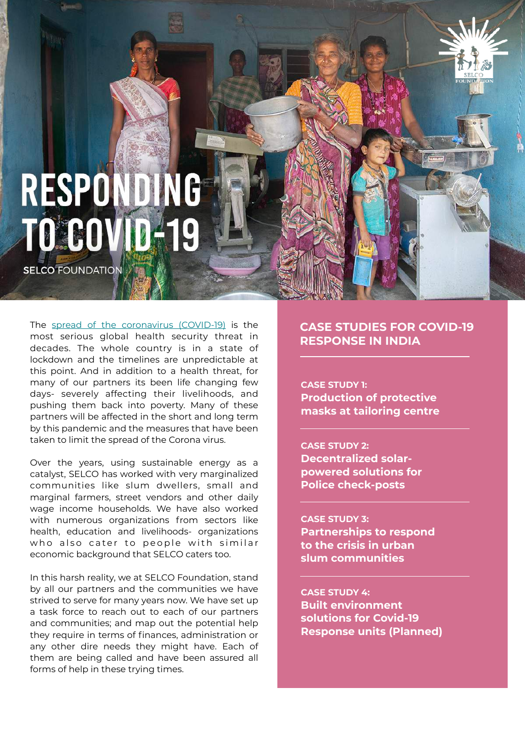# RESPONDING TO COVID-19

SELCO FOUNDATION

The spread of the coronavirus (COVID-19) is the most serious global health security threat in decades. The whole country is in a state of lockdown and the timelines are unpredictable at this point. And in addition to a health threat, for many of our partners its been life changing few days- severely affecting their livelihoods, and pushing them back into poverty. Many of these partners will be affected in the short and long term by this pandemic and the measures that have been taken to limit the spread of the Corona virus.

Over the years, using sustainable energy as a catalyst, SELCO has worked with very marginalized communities like slum dwellers, small and marginal farmers, street vendors and other daily wage income households. We have also worked with numerous organizations from sectors like health, education and livelihoods- organizations who also cater to people with similar economic background that SELCO caters too.

In this harsh reality, we at SELCO Foundation, stand by all our partners and the communities we have strived to serve for many years now. We have set up a task force to reach out to each of our partners and communities; and map out the potential help they require in terms of finances, administration or any other dire needs they might have. Each of them are being called and have been assured all forms of help in these trying times.

## CASE STUDIES FOR COVID-19 RESPONSE IN INDIA

**CASE STUDY 1:**
**Production of protective masks at tailoring centre**

**CASE STUDY 2:**
**Decentralized solar-powered solutions for Police check-posts**

**CASE STUDY 3:**
**Partnerships to respond to the crisis in urban slum communities**

**CASE STUDY 4:**
**Built environment solutions for Covid-19 Response units (Planned)**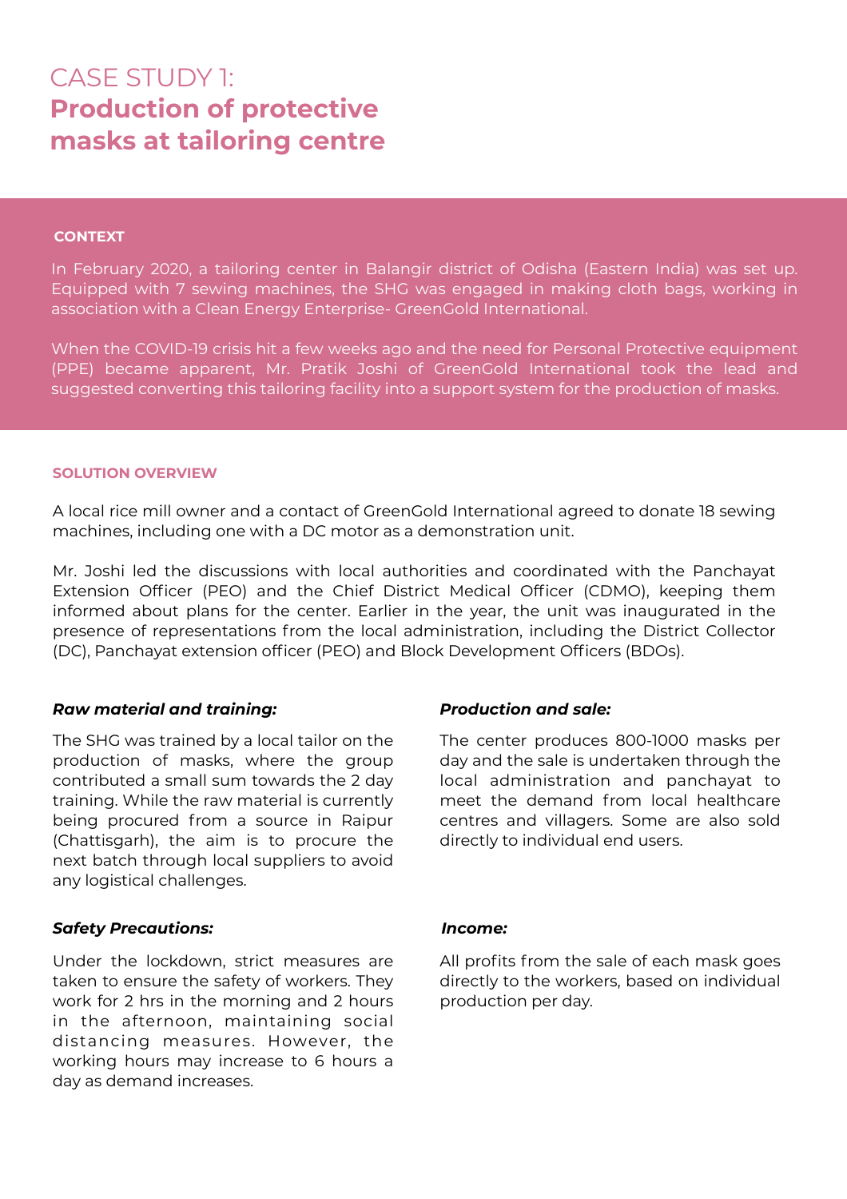# CASE STUDY 1: **Production of protective masks at tailoring centre**

## CONTEXT

In February 2020, a tailoring center in Balangir district of Odisha (Eastern India) was set up. Equipped with 7 sewing machines, the SHG was engaged in making cloth bags, working in association with a Clean Energy Enterprise- GreenGold International.

When the COVID-19 crisis hit a few weeks ago and the need for Personal Protective equipment (PPE) became apparent, Mr. Pratik Joshi of GreenGold International took the lead and suggested converting this tailoring facility into a support system for the production of masks.

## SOLUTION OVERVIEW

A local rice mill owner and a contact of GreenGold International agreed to donate 18 sewing machines, including one with a DC motor as a demonstration unit.

Mr. Joshi led the discussions with local authorities and coordinated with the Panchayat Extension Officer (PEO) and the Chief District Medical Officer (CDMO), keeping them informed about plans for the center. Earlier in the year, the unit was inaugurated in the presence of representations from the local administration, including the District Collector (DC), Panchayat extension officer (PEO) and Block Development Officers (BDOs).

### *Raw material and training:*

The SHG was trained by a local tailor on the production of masks, where the group contributed a small sum towards the 2 day training. While the raw material is currently being procured from a source in Raipur (Chattisgarh), the aim is to procure the next batch through local suppliers to avoid any logistical challenges.

### *Safety Precautions:*

Under the lockdown, strict measures are taken to ensure the safety of workers. They work for 2 hrs in the morning and 2 hours in the afternoon, maintaining social distancing measures. However, the working hours may increase to 6 hours a day as demand increases.

### *Production and sale:*

The center produces 800-1000 masks per day and the sale is undertaken through the local administration and panchayat to meet the demand from local healthcare centres and villagers. Some are also sold directly to individual end users.

### *Income:*

All profits from the sale of each mask goes directly to the workers, based on individual production per day.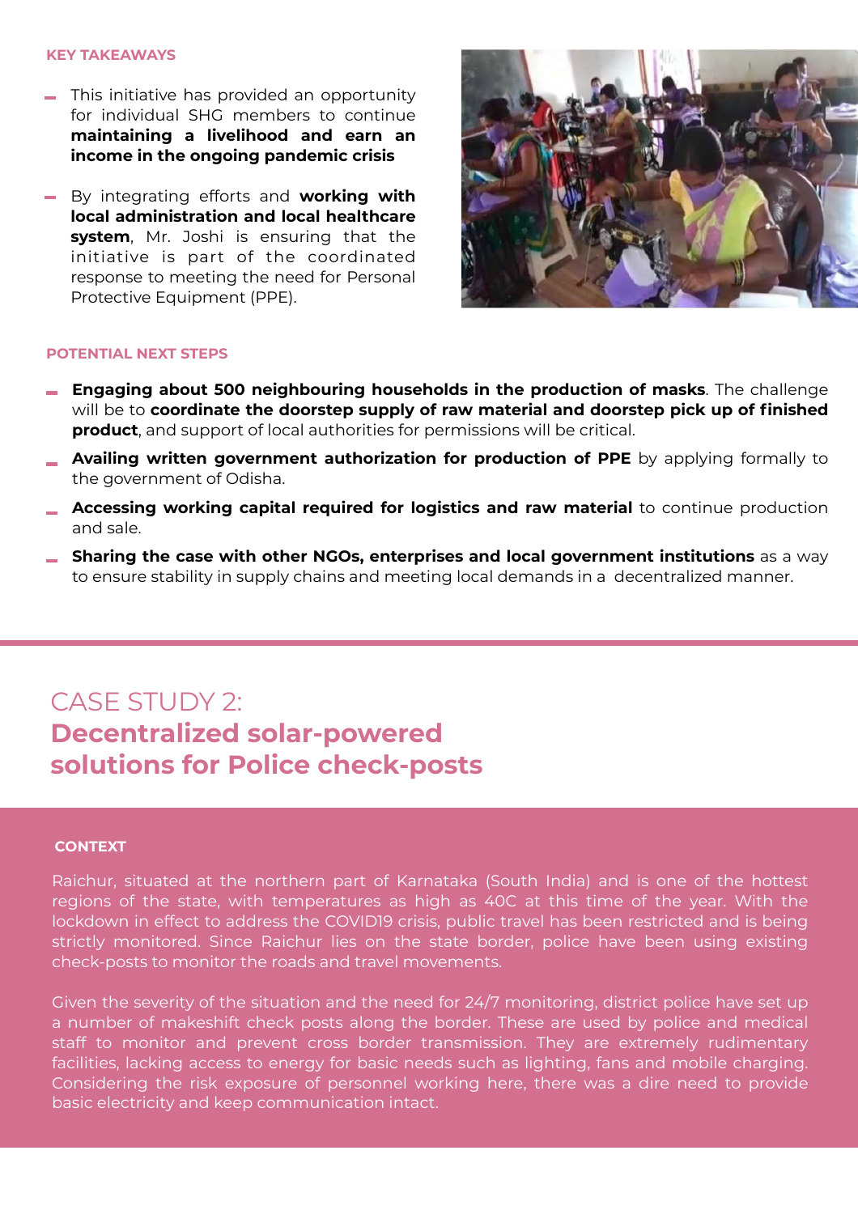#### KEY TAKEAWAYS

- This initiative has provided an opportunity for individual SHG members to continue **maintaining a livelihood and earn an income in the ongoing pandemic crisis**
- By integrating efforts and **working with local administration and local healthcare system**, Mr. Joshi is ensuring that the initiative is part of the coordinated response to meeting the need for Personal Protective Equipment (PPE).

#### POTENTIAL NEXT STEPS

- **Engaging about 500 neighbouring households in the production of masks**. The challenge will be to **coordinate the doorstep supply of raw material and doorstep pick up of finished product**, and support of local authorities for permissions will be critical.
- **Availing written government authorization for production of PPE** by applying formally to the government of Odisha.
- **Accessing working capital required for logistics and raw material** to continue production and sale.
- **Sharing the case with other NGOs, enterprises and local government institutions** as a way to ensure stability in supply chains and meeting local demands in a decentralized manner.

## CASE STUDY 2:
## **Decentralized solar-powered solutions for Police check-posts**

#### CONTEXT

Raichur, situated at the northern part of Karnataka (South India) and is one of the hottest regions of the state, with temperatures as high as 40C at this time of the year. With the lockdown in effect to address the COVID19 crisis, public travel has been restricted and is being strictly monitored. Since Raichur lies on the state border, police have been using existing check-posts to monitor the roads and travel movements.

Given the severity of the situation and the need for 24/7 monitoring, district police have set up a number of makeshift check posts along the border. These are used by police and medical staff to monitor and prevent cross border transmission. They are extremely rudimentary facilities, lacking access to energy for basic needs such as lighting, fans and mobile charging. Considering the risk exposure of personnel working here, there was a dire need to provide basic electricity and keep communication intact.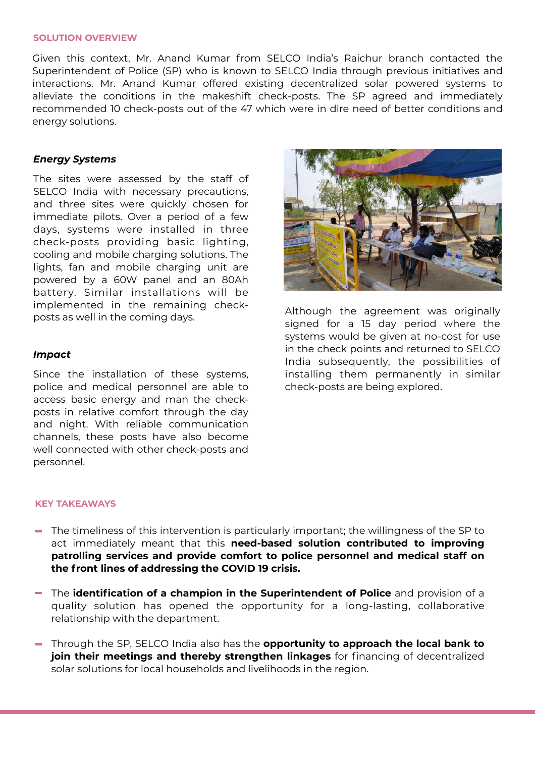## SOLUTION OVERVIEW

Given this context, Mr. Anand Kumar from SELCO India's Raichur branch contacted the Superintendent of Police (SP) who is known to SELCO India through previous initiatives and interactions. Mr. Anand Kumar offered existing decentralized solar powered systems to alleviate the conditions in the makeshift check-posts. The SP agreed and immediately recommended 10 check-posts out of the 47 which were in dire need of better conditions and energy solutions.

### *Energy Systems*

The sites were assessed by the staff of SELCO India with necessary precautions, and three sites were quickly chosen for immediate pilots. Over a period of a few days, systems were installed in three check-posts providing basic lighting, cooling and mobile charging solutions. The lights, fan and mobile charging unit are powered by a 60W panel and an 80Ah battery. Similar installations will be implemented in the remaining check-posts as well in the coming days.

Although the agreement was originally signed for a 15 day period where the systems would be given at no-cost for use in the check points and returned to SELCO India subsequently, the possibilities of installing them permanently in similar check-posts are being explored.

### *Impact*

Since the installation of these systems, police and medical personnel are able to access basic energy and man the check-posts in relative comfort through the day and night. With reliable communication channels, these posts have also become well connected with other check-posts and personnel.

## KEY TAKEAWAYS

- The timeliness of this intervention is particularly important; the willingness of the SP to act immediately meant that this **need-based solution contributed to improving patrolling services and provide comfort to police personnel and medical staff on the front lines of addressing the COVID 19 crisis.**
- The **identification of a champion in the Superintendent of Police** and provision of a quality solution has opened the opportunity for a long-lasting, collaborative relationship with the department.
- Through the SP, SELCO India also has the **opportunity to approach the local bank to join their meetings and thereby strengthen linkages** for financing of decentralized solar solutions for local households and livelihoods in the region.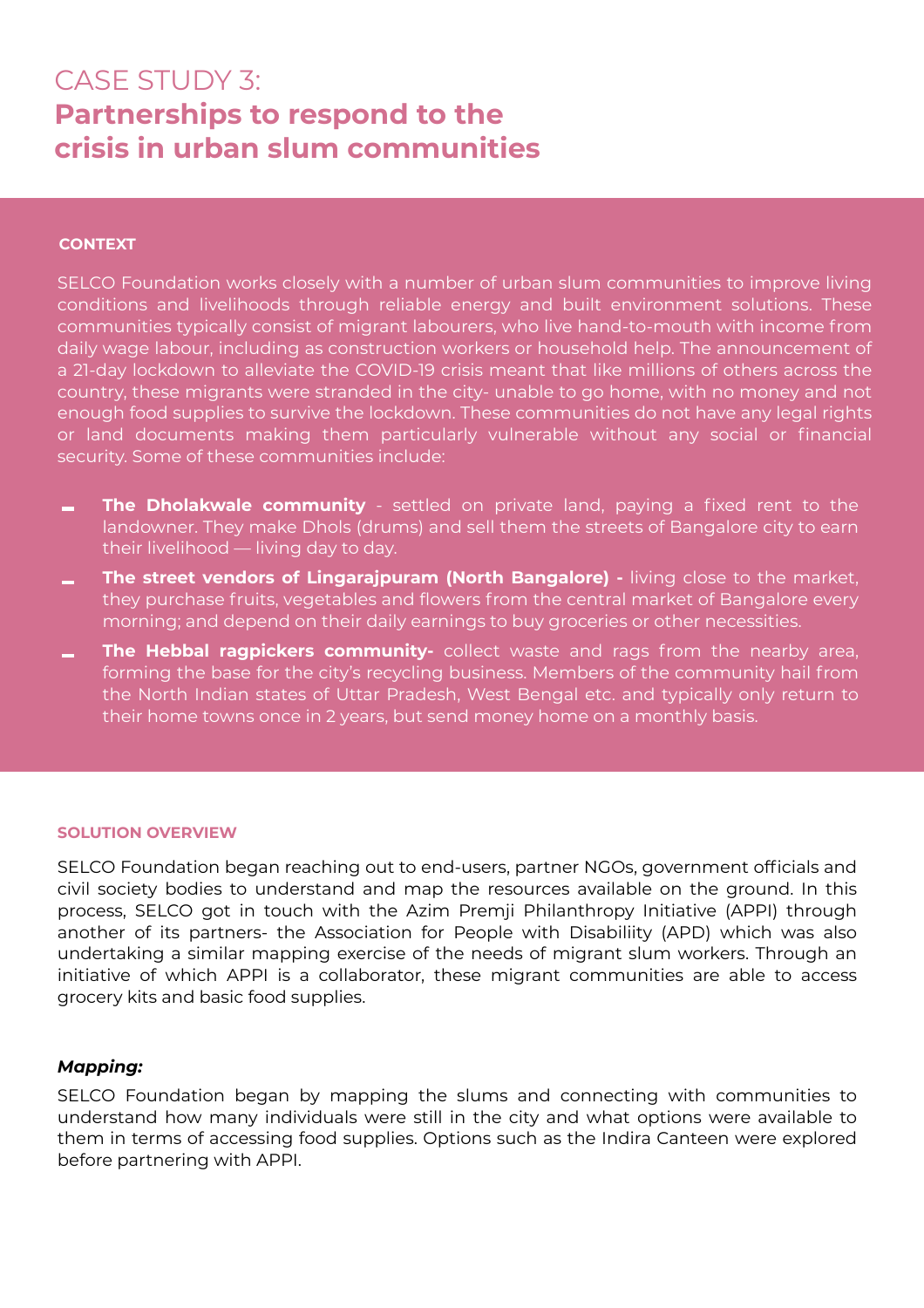# CASE STUDY 3:
## Partnerships to respond to the crisis in urban slum communities

### CONTEXT

SELCO Foundation works closely with a number of urban slum communities to improve living conditions and livelihoods through reliable energy and built environment solutions. These communities typically consist of migrant labourers, who live hand-to-mouth with income from daily wage labour, including as construction workers or household help. The announcement of a 21-day lockdown to alleviate the COVID-19 crisis meant that like millions of others across the country, these migrants were stranded in the city- unable to go home, with no money and not enough food supplies to survive the lockdown. These communities do not have any legal rights or land documents making them particularly vulnerable without any social or financial security. Some of these communities include:

- **The Dholakwale community** - settled on private land, paying a fixed rent to the landowner. They make Dhols (drums) and sell them the streets of Bangalore city to earn their livelihood — living day to day.
- **The street vendors of Lingarajpuram (North Bangalore) -** living close to the market, they purchase fruits, vegetables and flowers from the central market of Bangalore every morning; and depend on their daily earnings to buy groceries or other necessities.
- **The Hebbal ragpickers community-** collect waste and rags from the nearby area, forming the base for the city's recycling business. Members of the community hail from the North Indian states of Uttar Pradesh, West Bengal etc. and typically only return to their home towns once in 2 years, but send money home on a monthly basis.

### SOLUTION OVERVIEW

SELCO Foundation began reaching out to end-users, partner NGOs, government officials and civil society bodies to understand and map the resources available on the ground. In this process, SELCO got in touch with the Azim Premji Philanthropy Initiative (APPI) through another of its partners- the Association for People with Disabiliity (APD) which was also undertaking a similar mapping exercise of the needs of migrant slum workers. Through an initiative of which APPI is a collaborator, these migrant communities are able to access grocery kits and basic food supplies.

***Mapping:***

SELCO Foundation began by mapping the slums and connecting with communities to understand how many individuals were still in the city and what options were available to them in terms of accessing food supplies. Options such as the Indira Canteen were explored before partnering with APPI.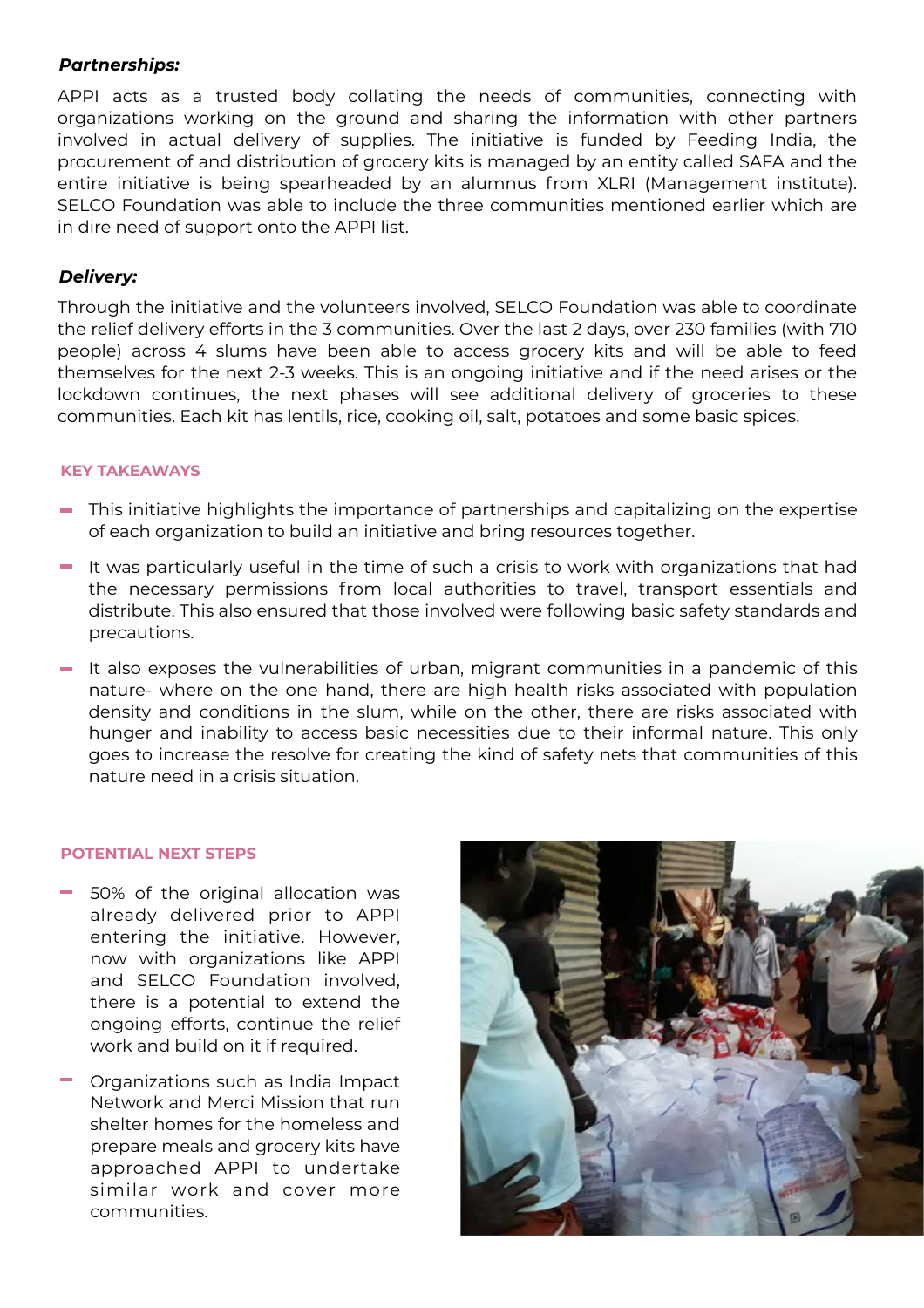***Partnerships:***

APPI acts as a trusted body collating the needs of communities, connecting with organizations working on the ground and sharing the information with other partners involved in actual delivery of supplies. The initiative is funded by Feeding India, the procurement of and distribution of grocery kits is managed by an entity called SAFA and the entire initiative is being spearheaded by an alumnus from XLRI (Management institute). SELCO Foundation was able to include the three communities mentioned earlier which are in dire need of support onto the APPI list.

***Delivery:***

Through the initiative and the volunteers involved, SELCO Foundation was able to coordinate the relief delivery efforts in the 3 communities. Over the last 2 days, over 230 families (with 710 people) across 4 slums have been able to access grocery kits and will be able to feed themselves for the next 2-3 weeks. This is an ongoing initiative and if the need arises or the lockdown continues, the next phases will see additional delivery of groceries to these communities. Each kit has lentils, rice, cooking oil, salt, potatoes and some basic spices.

### KEY TAKEAWAYS

- This initiative highlights the importance of partnerships and capitalizing on the expertise of each organization to build an initiative and bring resources together.
- It was particularly useful in the time of such a crisis to work with organizations that had the necessary permissions from local authorities to travel, transport essentials and distribute. This also ensured that those involved were following basic safety standards and precautions.
- It also exposes the vulnerabilities of urban, migrant communities in a pandemic of this nature- where on the one hand, there are high health risks associated with population density and conditions in the slum, while on the other, there are risks associated with hunger and inability to access basic necessities due to their informal nature. This only goes to increase the resolve for creating the kind of safety nets that communities of this nature need in a crisis situation.

### POTENTIAL NEXT STEPS

- 50% of the original allocation was already delivered prior to APPI entering the initiative. However, now with organizations like APPI and SELCO Foundation involved, there is a potential to extend the ongoing efforts, continue the relief work and build on it if required.
- Organizations such as India Impact Network and Merci Mission that run shelter homes for the homeless and prepare meals and grocery kits have approached APPI to undertake similar work and cover more communities.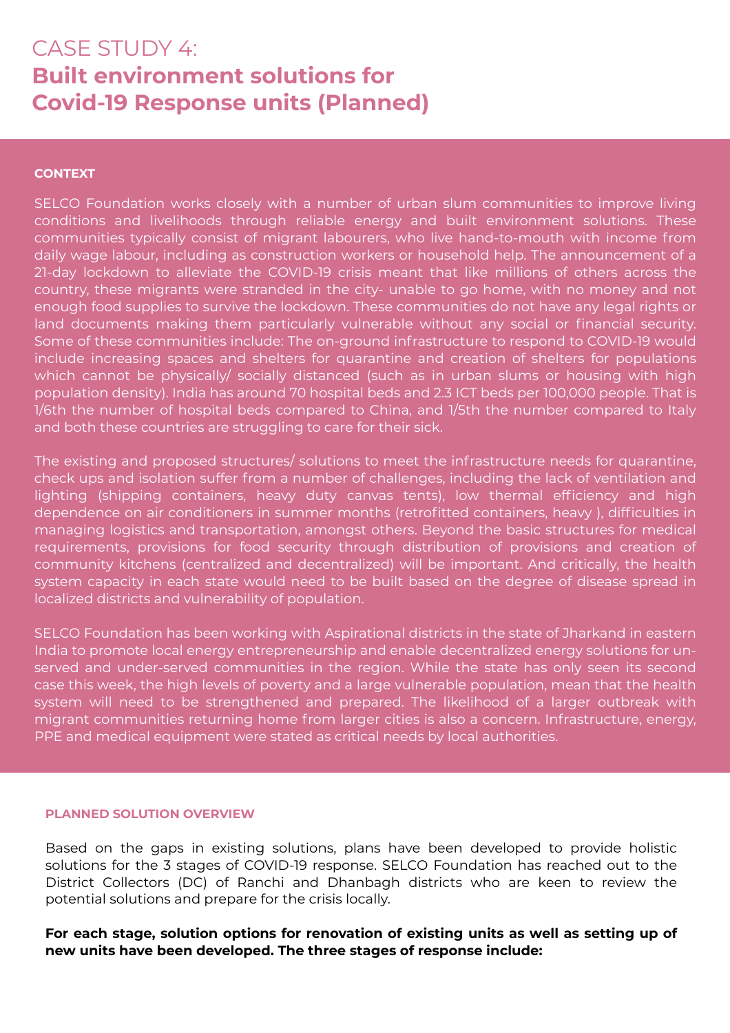# CASE STUDY 4:

## Built environment solutions for Covid-19 Response units (Planned)

**CONTEXT**

SELCO Foundation works closely with a number of urban slum communities to improve living conditions and livelihoods through reliable energy and built environment solutions. These communities typically consist of migrant labourers, who live hand-to-mouth with income from daily wage labour, including as construction workers or household help. The announcement of a 21-day lockdown to alleviate the COVID-19 crisis meant that like millions of others across the country, these migrants were stranded in the city- unable to go home, with no money and not enough food supplies to survive the lockdown. These communities do not have any legal rights or land documents making them particularly vulnerable without any social or financial security. Some of these communities include: The on-ground infrastructure to respond to COVID-19 would include increasing spaces and shelters for quarantine and creation of shelters for populations which cannot be physically/ socially distanced (such as in urban slums or housing with high population density). India has around 70 hospital beds and 2.3 ICT beds per 100,000 people. That is 1/6th the number of hospital beds compared to China, and 1/5th the number compared to Italy and both these countries are struggling to care for their sick.

The existing and proposed structures/ solutions to meet the infrastructure needs for quarantine, check ups and isolation suffer from a number of challenges, including the lack of ventilation and lighting (shipping containers, heavy duty canvas tents), low thermal efficiency and high dependence on air conditioners in summer months (retrofitted containers, heavy ), difficulties in managing logistics and transportation, amongst others. Beyond the basic structures for medical requirements, provisions for food security through distribution of provisions and creation of community kitchens (centralized and decentralized) will be important. And critically, the health system capacity in each state would need to be built based on the degree of disease spread in localized districts and vulnerability of population.

SELCO Foundation has been working with Aspirational districts in the state of Jharkand in eastern India to promote local energy entrepreneurship and enable decentralized energy solutions for un-served and under-served communities in the region. While the state has only seen its second case this week, the high levels of poverty and a large vulnerable population, mean that the health system will need to be strengthened and prepared. The likelihood of a larger outbreak with migrant communities returning home from larger cities is also a concern. Infrastructure, energy, PPE and medical equipment were stated as critical needs by local authorities.

**PLANNED SOLUTION OVERVIEW**

Based on the gaps in existing solutions, plans have been developed to provide holistic solutions for the 3 stages of COVID-19 response. SELCO Foundation has reached out to the District Collectors (DC) of Ranchi and Dhanbagh districts who are keen to review the potential solutions and prepare for the crisis locally.

**For each stage, solution options for renovation of existing units as well as setting up of new units have been developed. The three stages of response include:**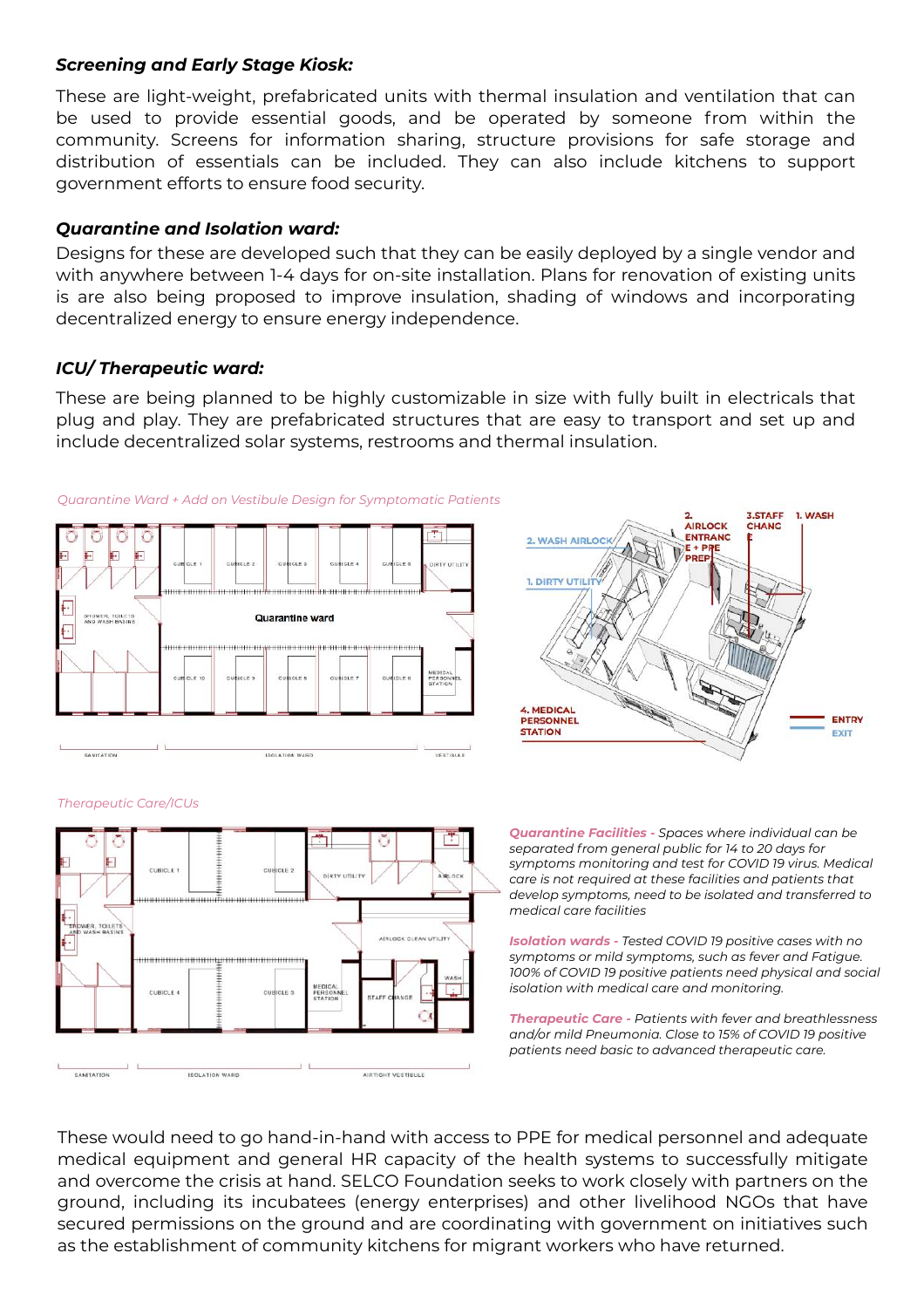***Screening and Early Stage Kiosk:***

These are light-weight, prefabricated units with thermal insulation and ventilation that can be used to provide essential goods, and be operated by someone from within the community. Screens for information sharing, structure provisions for safe storage and distribution of essentials can be included. They can also include kitchens to support government efforts to ensure food security.

***Quarantine and Isolation ward:***

Designs for these are developed such that they can be easily deployed by a single vendor and with anywhere between 1-4 days for on-site installation. Plans for renovation of existing units is are also being proposed to improve insulation, shading of windows and incorporating decentralized energy to ensure energy independence.

***ICU/ Therapeutic ward:***

These are being planned to be highly customizable in size with fully built in electricals that plug and play. They are prefabricated structures that are easy to transport and set up and include decentralized solar systems, restrooms and thermal insulation.

*Quarantine Ward + Add on Vestibule Design for Symptomatic Patients*

CUBICLE 1
CUBICLE 2
CUBICLE 3
CUBICLE 4
CUBICLE 5
DIRTY UTILITY
SHOWER, TOILETS AND WASH BASINS
Quarantine ward
CUBICLE 10
CUBICLE 9
CUBICLE 8
CUBICLE 7
CUBICLE 6
MEDICAL PERSONNEL STATION
SANITATION
ISOLATION WARD
VESTIBULE

2. AIRLOCK ENTRANCE + PPE PREP
3. STAFF CHANGE
1. WASH
2. WASH AIRLOCK
1. DIRTY UTILITY
4. MEDICAL PERSONNEL STATION
ENTRY
EXIT

*Therapeutic Care/ICUs*

CUBICLE 1
CUBICLE 2
DIRTY UTILITY
AIRLOCK
SHOWER, TOILETS AND WASH BASINS
AIRLOCK CLEAN UTILITY
WASH
CUBICLE 4
CUBICLE 3
MEDICAL PERSONNEL STATION
STAFF CHANGE
SANITATION
ISOLATION WARD
AIRTIGHT VESTIBULE

***Quarantine Facilities** - Spaces where individual can be separated from general public for 14 to 20 days for symptoms monitoring and test for COVID 19 virus. Medical care is not required at these facilities and patients that develop symptoms, need to be isolated and transferred to medical care facilities*

***Isolation wards** - Tested COVID 19 positive cases with no symptoms or mild symptoms, such as fever and Fatigue. 100% of COVID 19 positive patients need physical and social isolation with medical care and monitoring.*

***Therapeutic Care** - Patients with fever and breathlessness and/or mild Pneumonia. Close to 15% of COVID 19 positive patients need basic to advanced therapeutic care.*

These would need to go hand-in-hand with access to PPE for medical personnel and adequate medical equipment and general HR capacity of the health systems to successfully mitigate and overcome the crisis at hand. SELCO Foundation seeks to work closely with partners on the ground, including its incubatees (energy enterprises) and other livelihood NGOs that have secured permissions on the ground and are coordinating with government on initiatives such as the establishment of community kitchens for migrant workers who have returned.